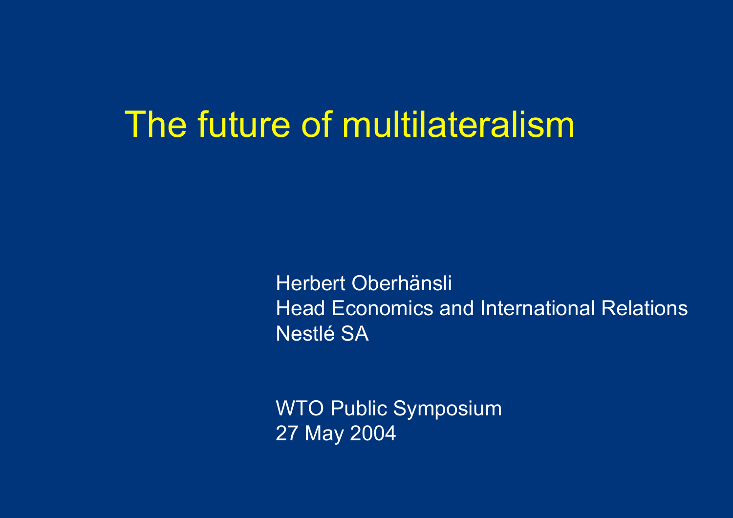# The future of multilateralism

Herbert Oberhänsli
Head Economics and International Relations
Nestlé SA

WTO Public Symposium
27 May 2004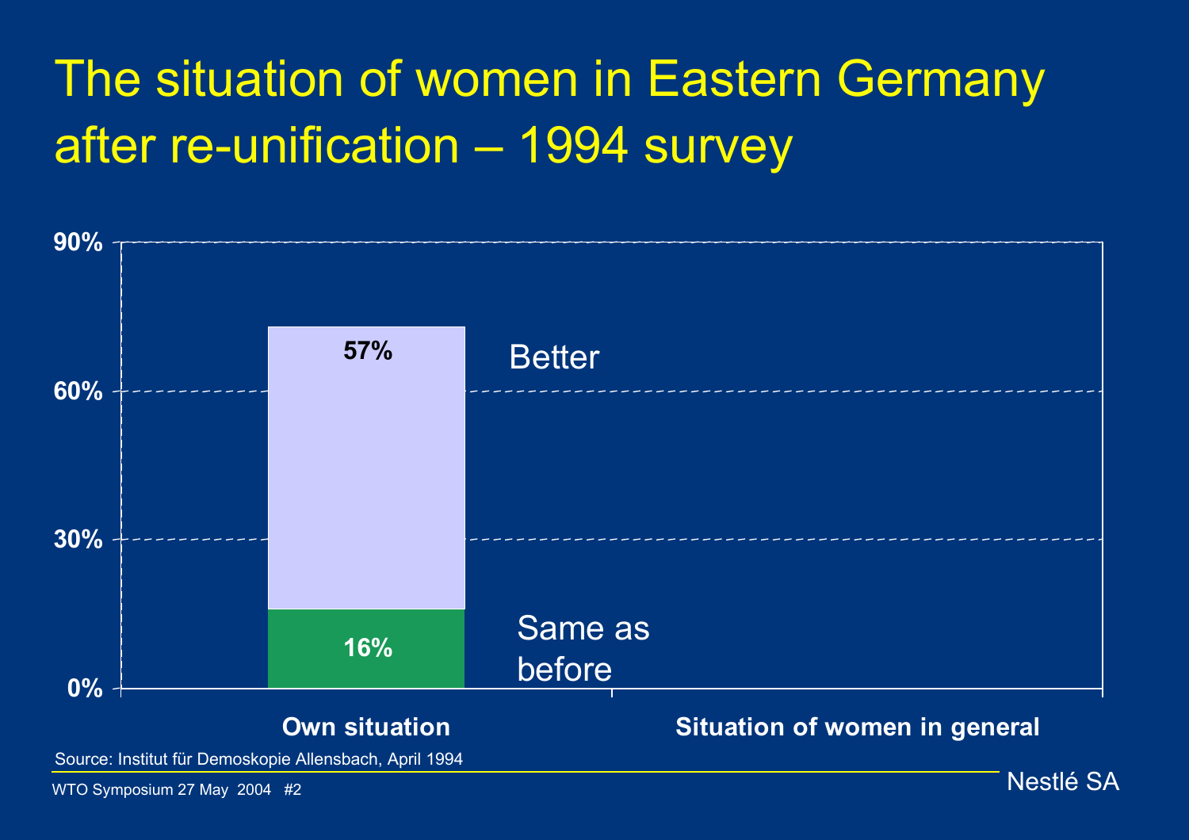# The situation of women in Eastern Germany after re-unification – 1994 survey

| | Own situation | Situation of women in general |
|---|---|---|
| Better | 57% | |
| Same as before | 16% | |

Source: Institut für Demoskopie Allensbach, April 1994

WTO Symposium 27 May 2004 #2

Nestlé SA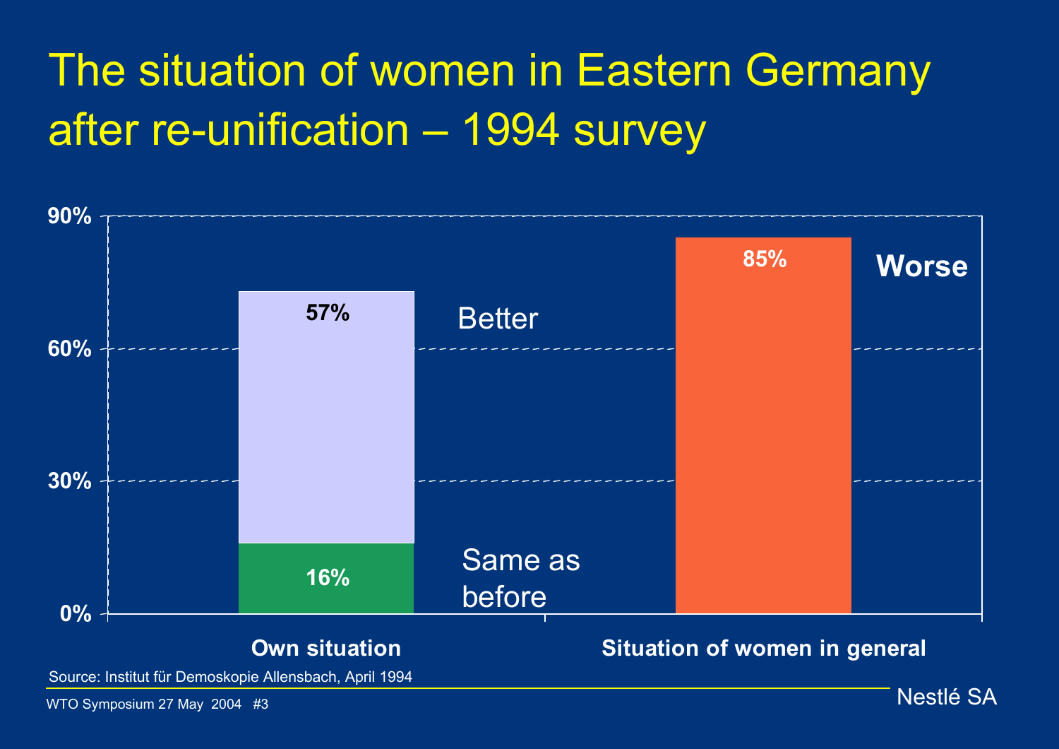# The situation of women in Eastern Germany after re-unification – 1994 survey

| | Same as before | Better | Worse |
|---|---|---|---|
| Own situation | 16% | 57% | |
| Situation of women in general | | | 85% |

Source: Institut für Demoskopie Allensbach, April 1994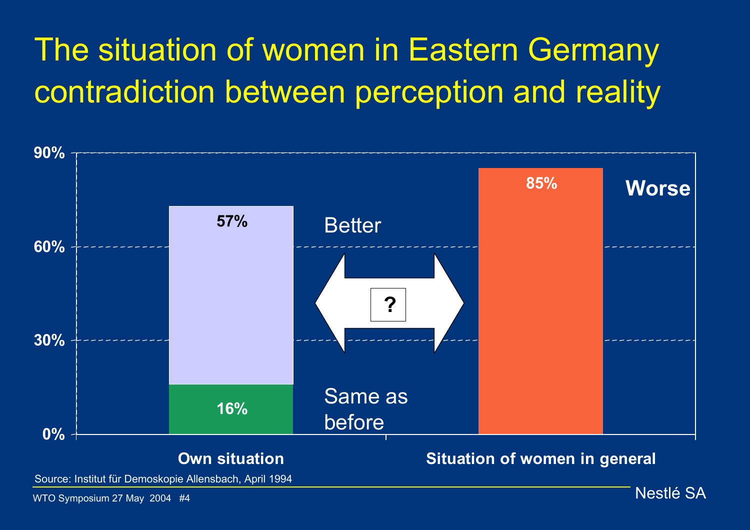# The situation of women in Eastern Germany contradiction between perception and reality

| | Own situation | Situation of women in general |
|---|---|---|
| Better | 57% | |
| Same as before | 16% | |
| Worse | | 85% |

?

Source: Institut für Demoskopie Allensbach, April 1994

Nestlé SA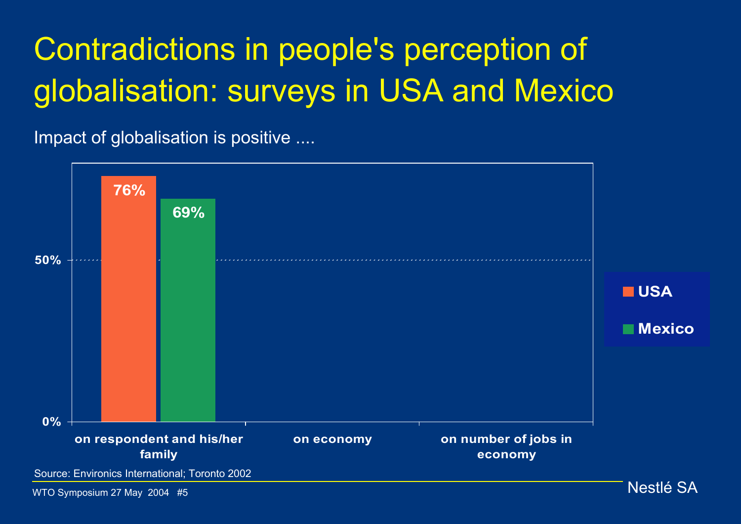# Contradictions in people's perception of globalisation: surveys in USA and Mexico

Impact of globalisation is positive ....

| | USA | Mexico |
|---|---|---|
| on respondent and his/her family | 76% | 69% |
| on economy | | |
| on number of jobs in economy | | |

Source: Environics International; Toronto 2002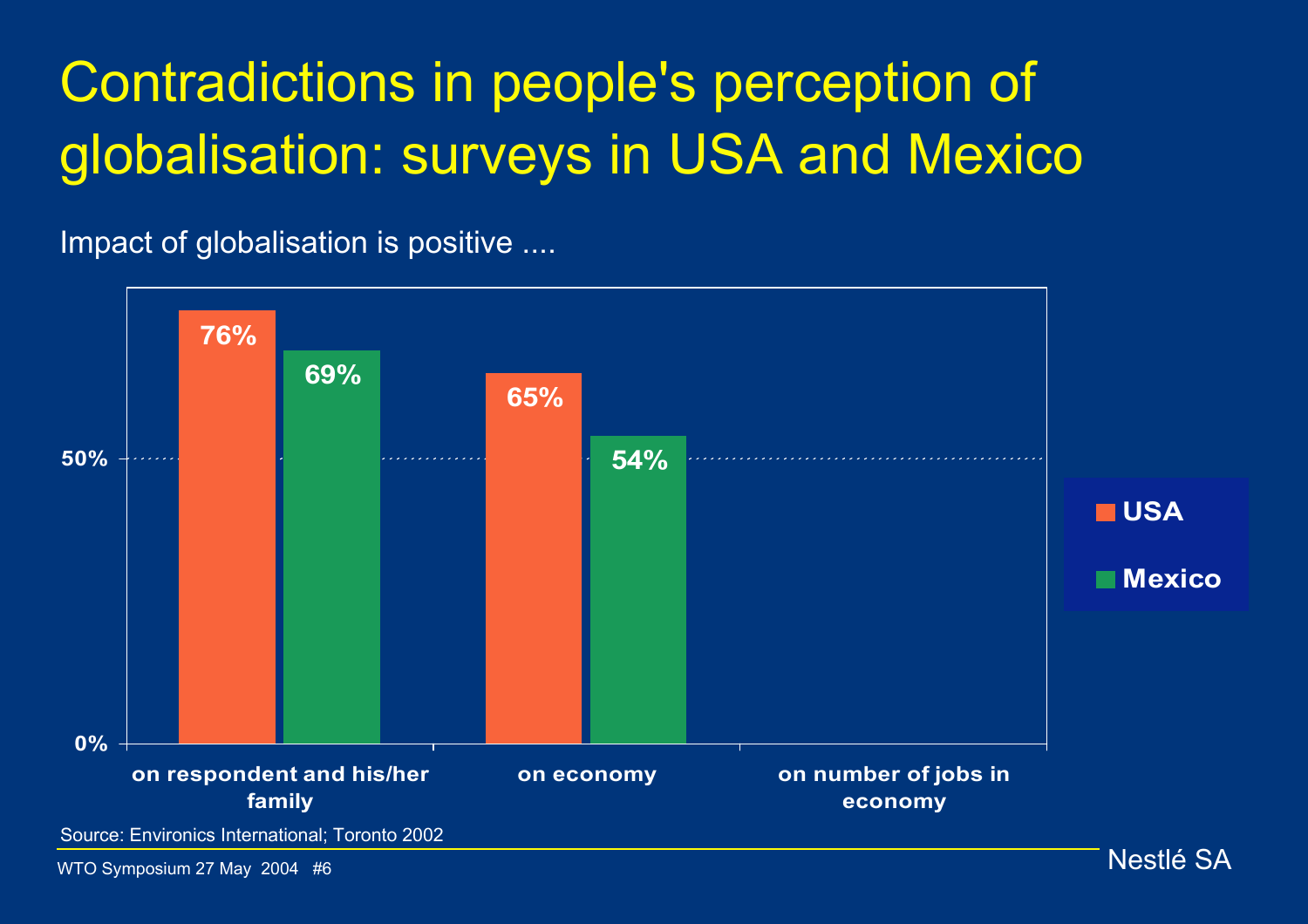# Contradictions in people's perception of globalisation: surveys in USA and Mexico

Impact of globalisation is positive ....

| | USA | Mexico |
|---|---|---|
| on respondent and his/her family | 76% | 69% |
| on economy | 65% | 54% |
| on number of jobs in economy | | |

Source: Environics International; Toronto 2002

WTO Symposium 27 May 2004 #6

Nestlé SA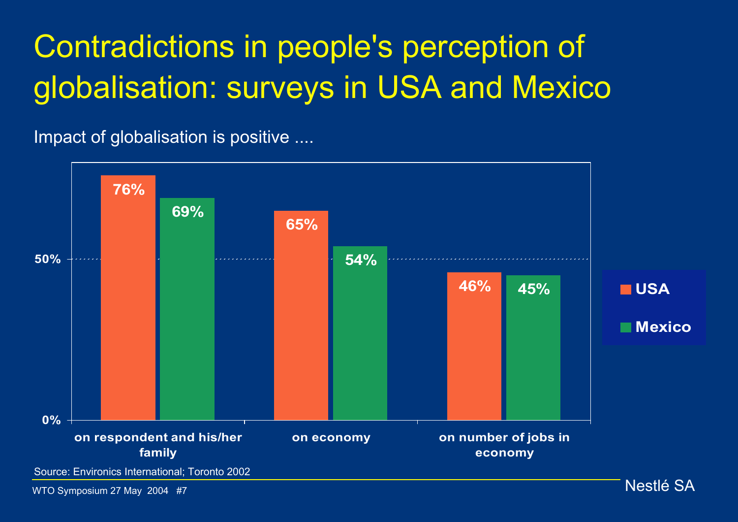# Contradictions in people's perception of globalisation: surveys in USA and Mexico

Impact of globalisation is positive ....

| | USA | Mexico |
|---|---|---|
| on respondent and his/her family | 76% | 69% |
| on economy | 65% | 54% |
| on number of jobs in economy | 46% | 45% |

Source: Environics International; Toronto 2002

WTO Symposium 27 May 2004 #7

Nestlé SA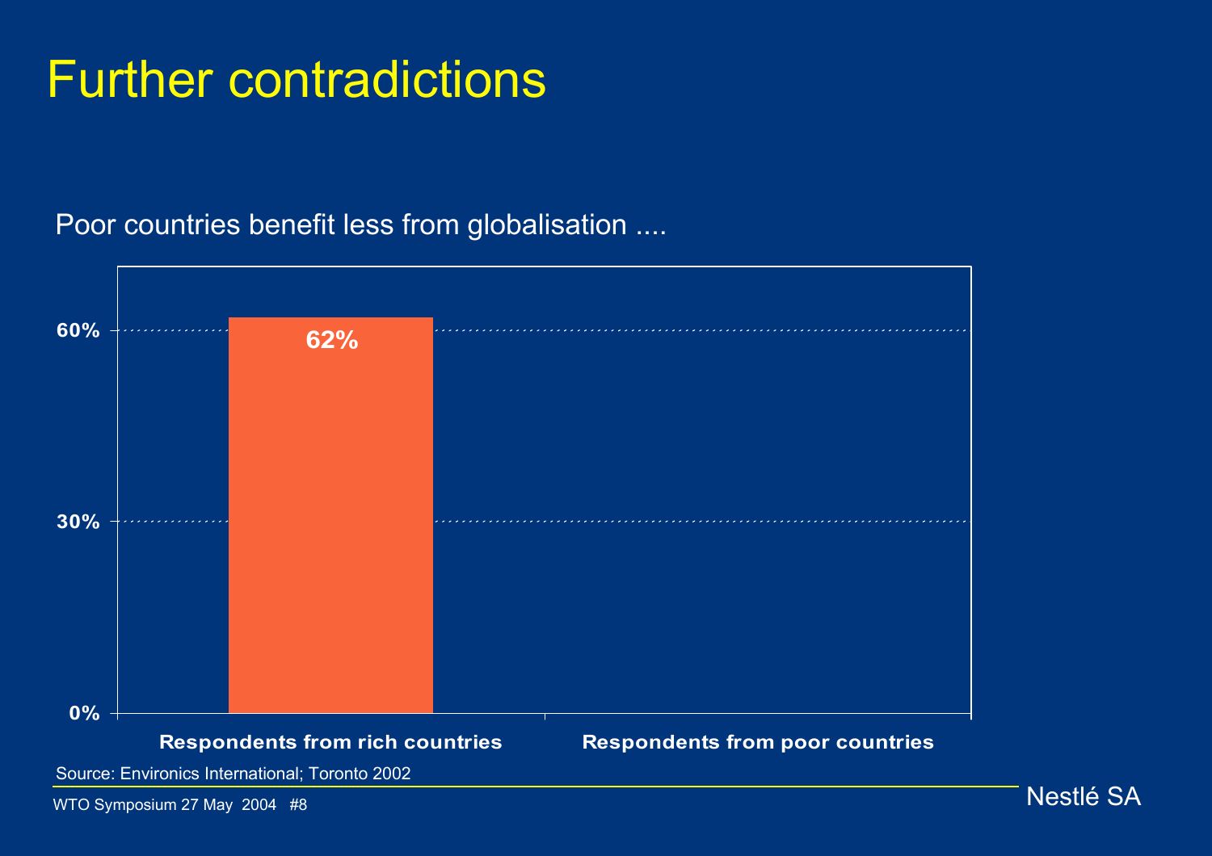# Further contradictions

Poor countries benefit less from globalisation ....

| | Respondents from rich countries | Respondents from poor countries |
|---|---|---|
| % | 62% | |

Source: Environics International; Toronto 2002

WTO Symposium 27 May 2004 #8

Nestlé SA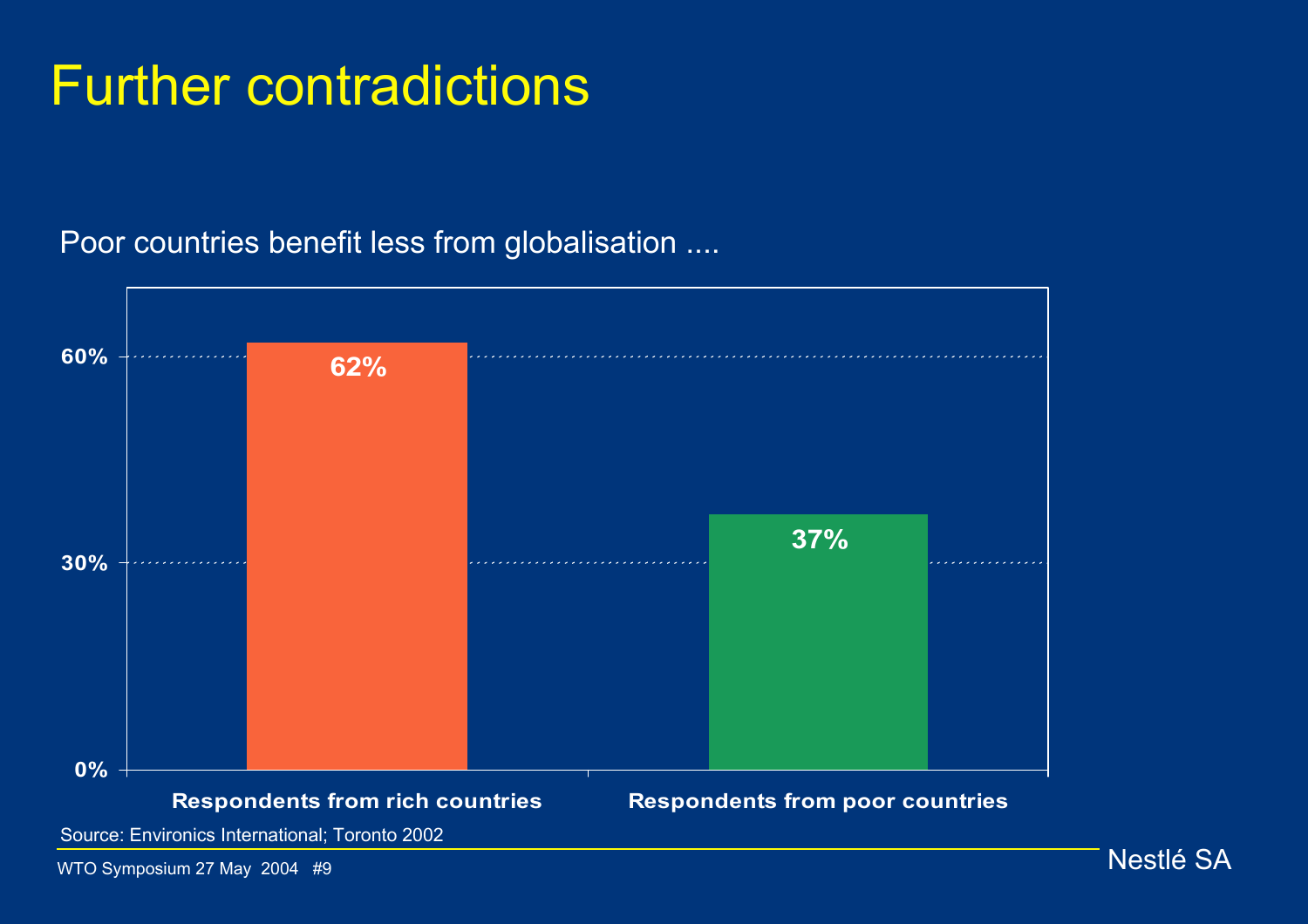# Further contradictions

Poor countries benefit less from globalisation ....

| | Respondents from rich countries | Respondents from poor countries |
|---|---|---|
| % | 62% | 37% |

Source: Environics International; Toronto 2002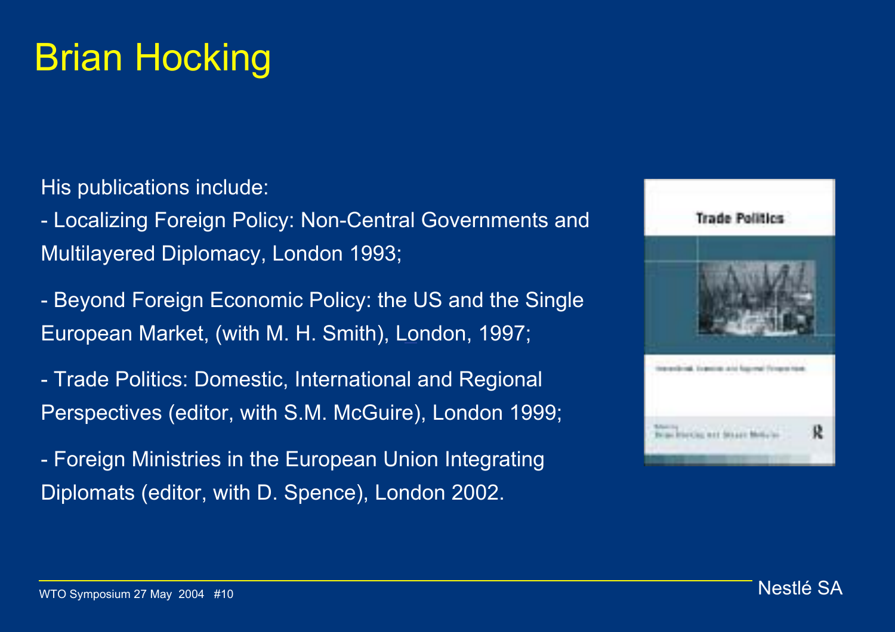# Brian Hocking

His publications include:

- Localizing Foreign Policy: Non-Central Governments and Multilayered Diplomacy, London 1993;

- Beyond Foreign Economic Policy: the US and the Single European Market, (with M. H. Smith), London, 1997;

- Trade Politics: Domestic, International and Regional Perspectives (editor, with S.M. McGuire), London 1999;

- Foreign Ministries in the European Union Integrating Diplomats (editor, with D. Spence), London 2002.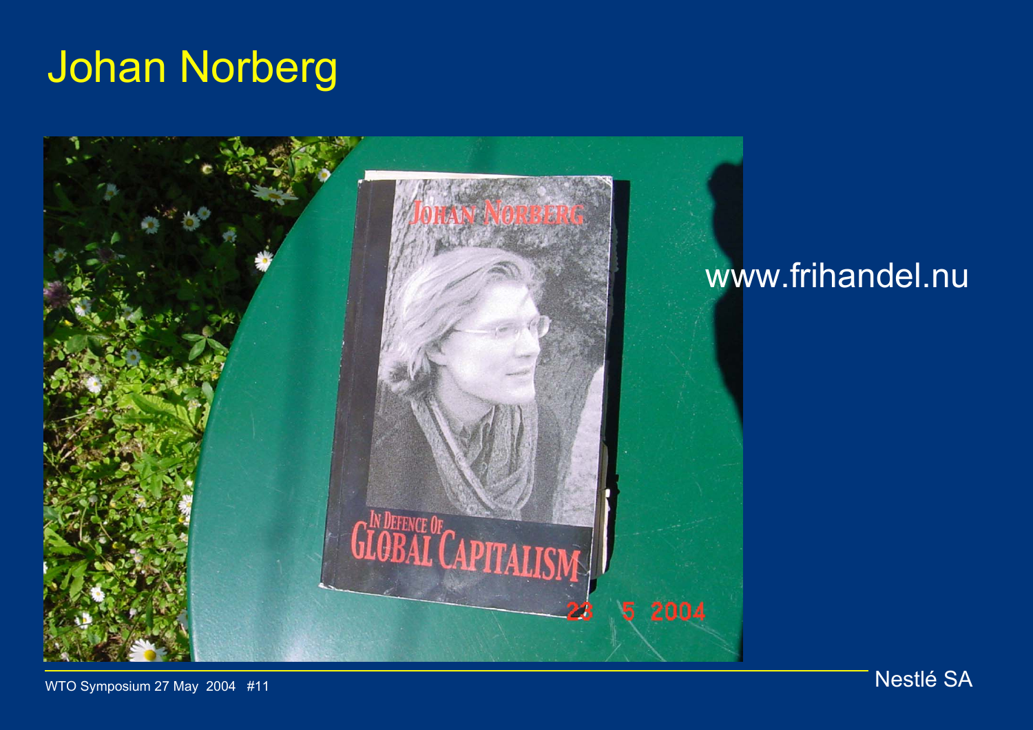# Johan Norberg

www.frihandel.nu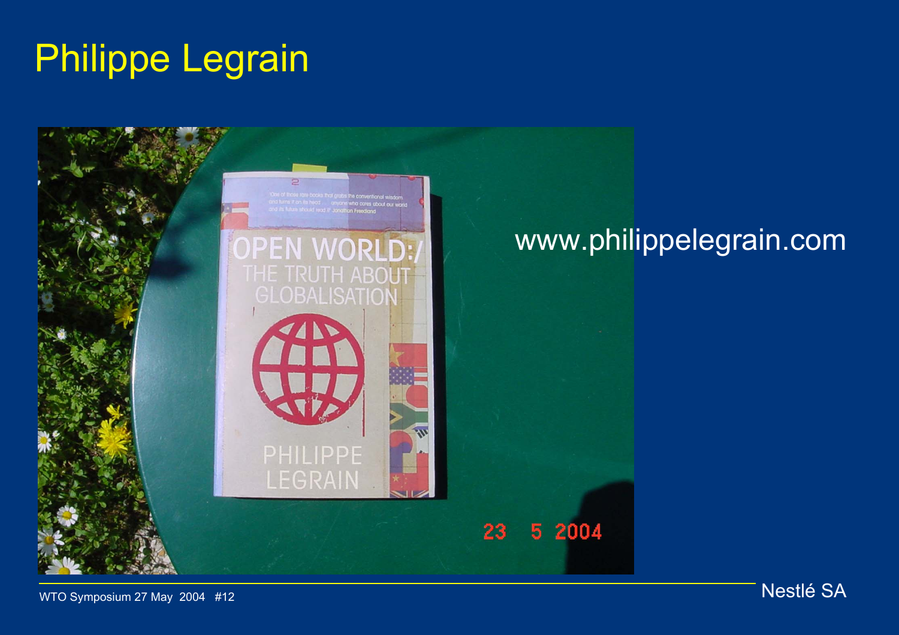# Philippe Legrain

www.philippelegrain.com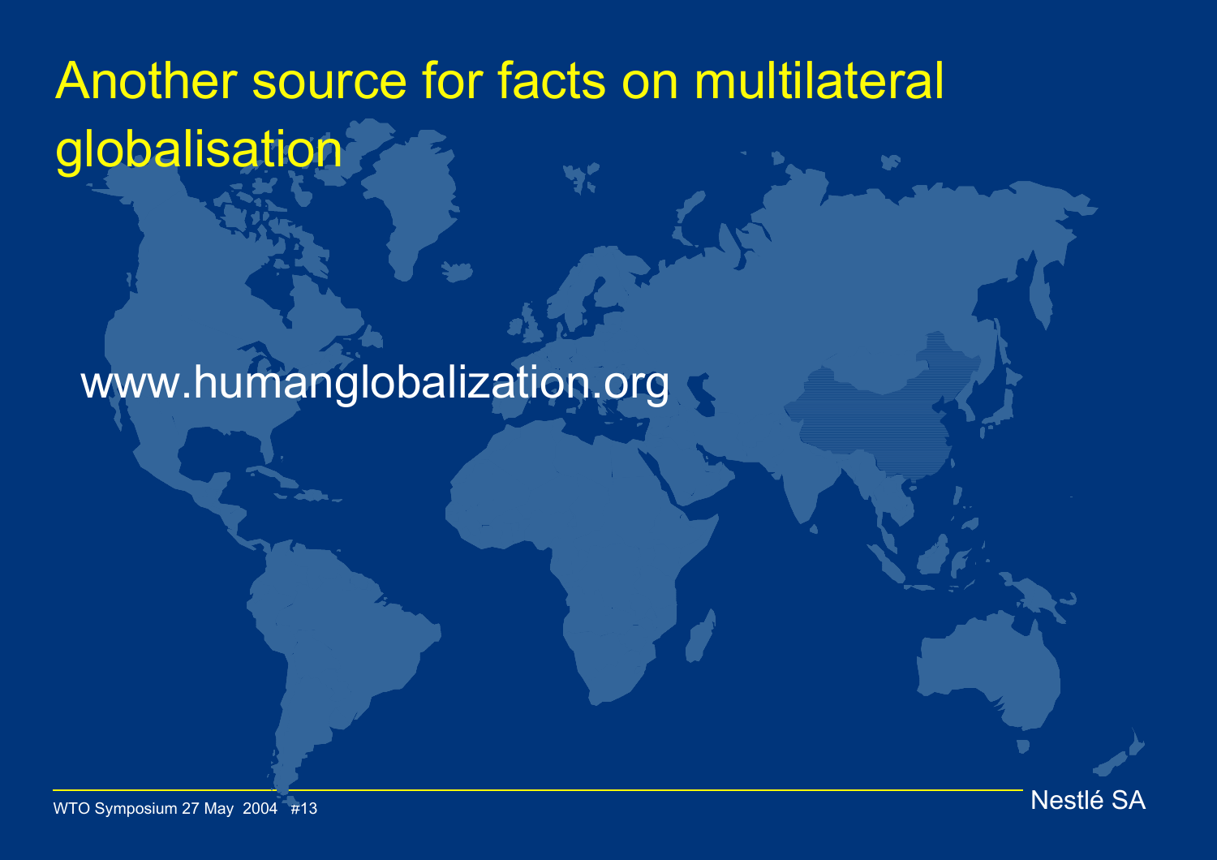# Another source for facts on multilateral globalisation

www.humanglobalization.org